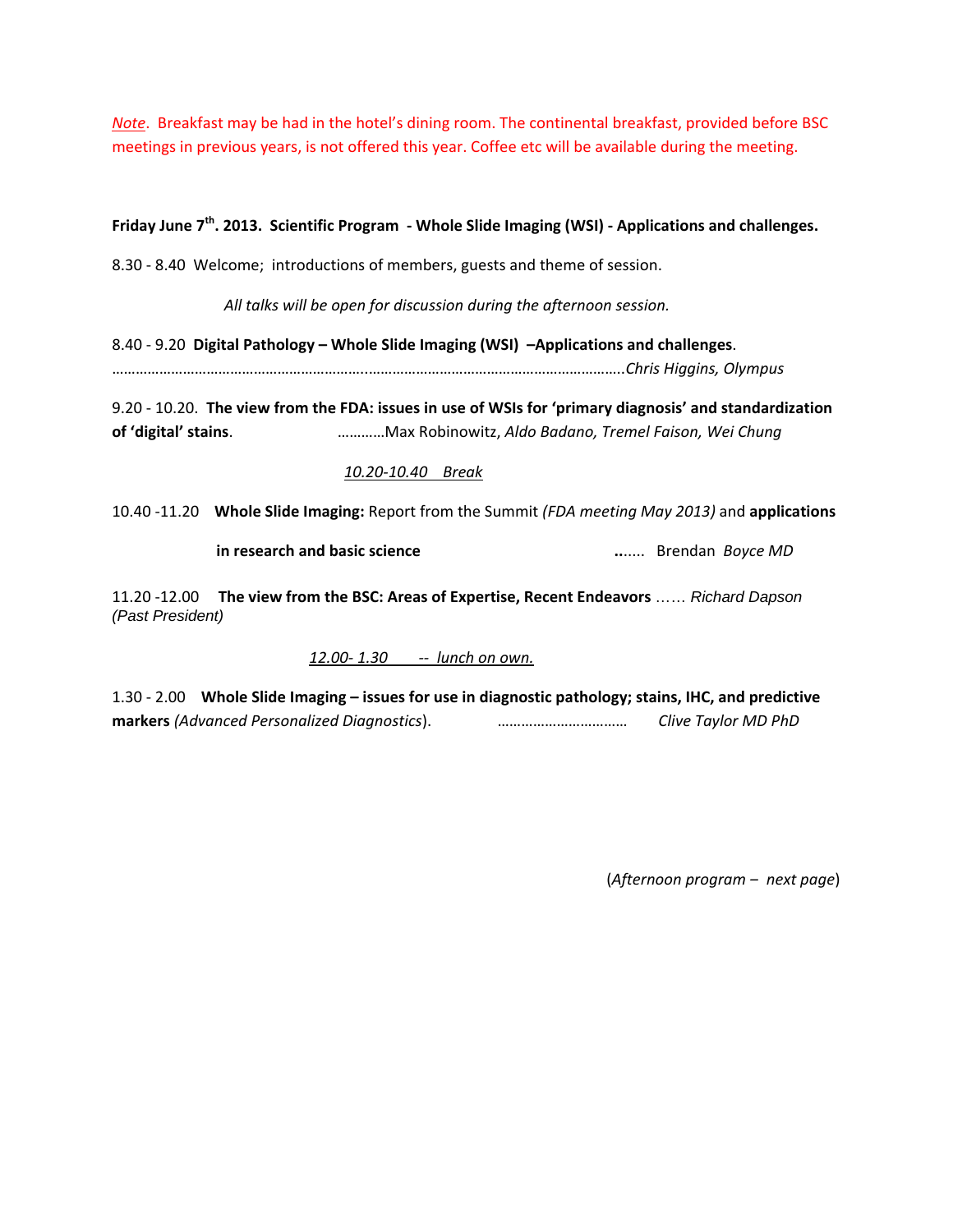*Note*. Breakfast may be had in the hotel's dining room. The continental breakfast, provided before BSC meetings in previous years, is not offered this year. Coffee etc will be available during the meeting.

**Friday June 7th. 2013. Scientific Program - Whole Slide Imaging (WSI) - Applications and challenges.**

8.30 - 8.40 Welcome; introductions of members, guests and theme of session.

*All talks will be open for discussion during the afternoon session.*

8.40 - 9.20 **Digital Pathology – Whole Slide Imaging (WSI) –Applications and challenges**. ……………………………………………………………………………………………………………………..*Chris Higgins, Olympus*

9.20 - 10.20. **The view from the FDA: issues in use of WSIs for 'primary diagnosis' and standardization of 'digital' stains**. …………Max Robinowitz, *Aldo Badano, Tremel Faison, Wei Chung*

*10.20-10.40 Break*

10.40 -11.20 **Whole Slide Imaging:** Report from the Summit *(FDA meeting May 2013)* and **applications in research and basic science** ....... Brendan *Boyce MD*

11.20 -12.00 **The view from the BSC: Areas of Expertise, Recent Endeavors** …… *Richard Dapson (Past President)*

*12.00- 1.30 -- lunch on own.*

1.30 - 2.00 **Whole Slide Imaging – issues for use in diagnostic pathology; stains, IHC, and predictive markers** *(Advanced Personalized Diagnostics)*. …………………………… *Clive Taylor MD PhD*

(*Afternoon program – next page*)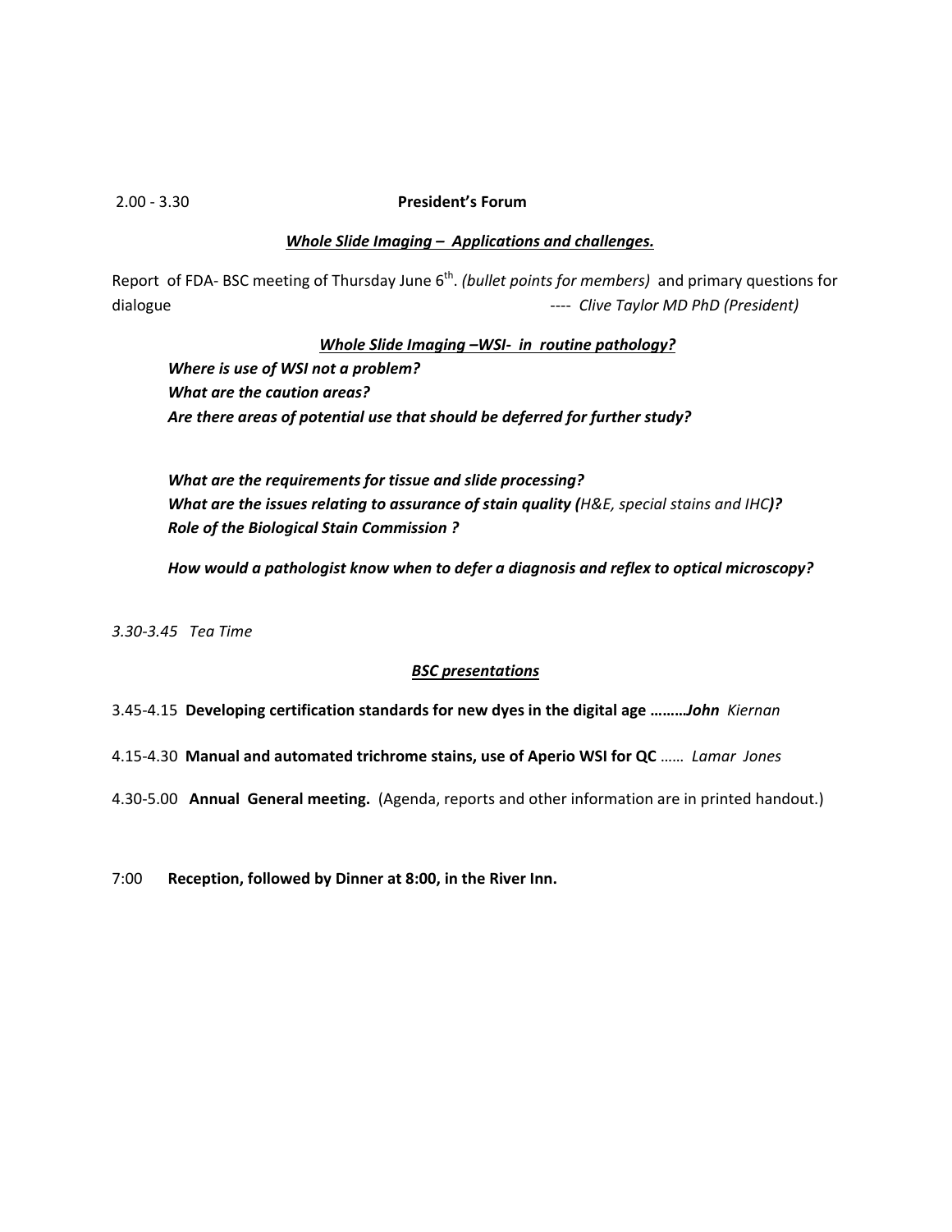2.00 - 3.30 **President's Forum**

***Whole Slide Imaging – Applications and challenges.***

Report of FDA- BSC meeting of Thursday June 6th. *(bullet points for members)* and primary questions for dialogue ---- *Clive Taylor MD PhD (President)*

***Whole Slide Imaging –WSI- in routine pathology?***

***Where is use of WSI not a problem?***
***What are the caution areas?***
***Are there areas of potential use that should be deferred for further study?***

***What are the requirements for tissue and slide processing?***
***What are the issues relating to assurance of stain quality (****H&E, special stains and IHC****)?***
***Role of the Biological Stain Commission ?***

***How would a pathologist know when to defer a diagnosis and reflex to optical microscopy?***

*3.30-3.45 Tea Time*

***BSC presentations***

3.45-4.15 **Developing certification standards for new dyes in the digital age ………*John*** *Kiernan*

4.15-4.30 **Manual and automated trichrome stains, use of Aperio WSI for QC** …… *Lamar Jones*

4.30-5.00 **Annual General meeting.** (Agenda, reports and other information are in printed handout.)

7:00 **Reception, followed by Dinner at 8:00, in the River Inn.**